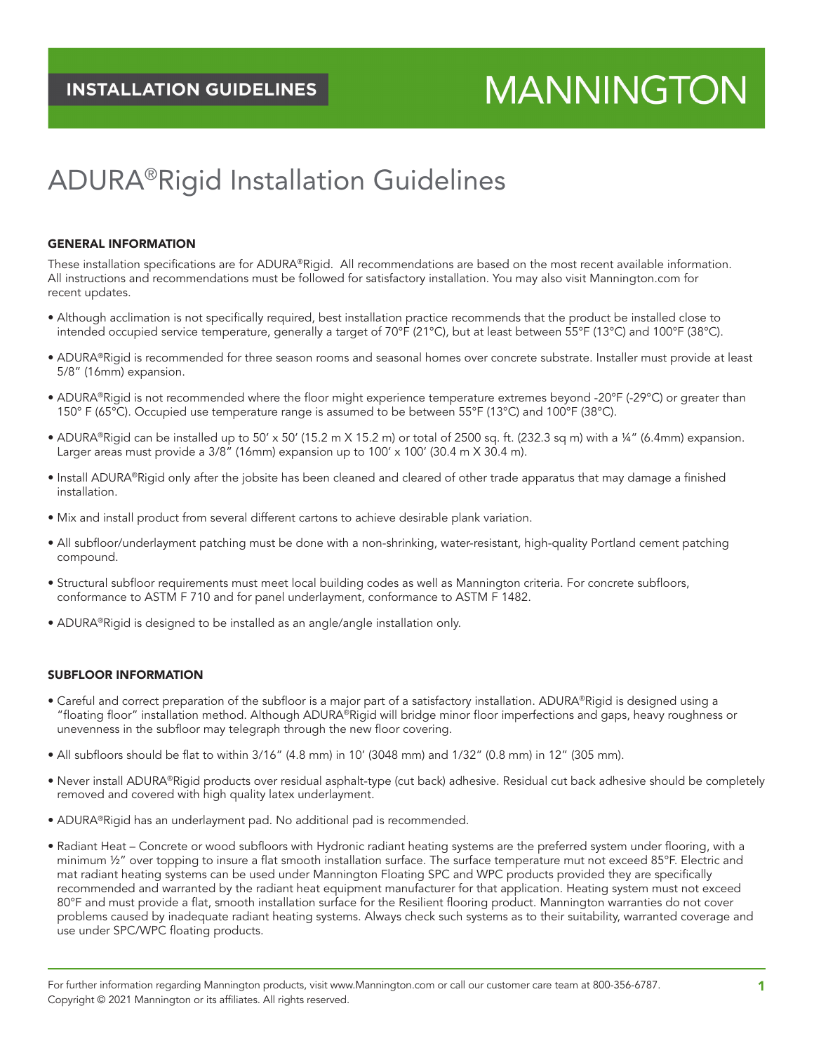INSTALLATION GUIDELINES

MANNINGTON

# ADURA®Rigid Installation Guidelines

## GENERAL INFORMATION

These installation specifications are for ADURA®Rigid. All recommendations are based on the most recent available information. All instructions and recommendations must be followed for satisfactory installation. You may also visit Mannington.com for recent updates.

- Although acclimation is not specifically required, best installation practice recommends that the product be installed close to intended occupied service temperature, generally a target of 70°F (21°C), but at least between 55°F (13°C) and 100°F (38°C).
- ADURA®Rigid is recommended for three season rooms and seasonal homes over concrete substrate. Installer must provide at least 5/8" (16mm) expansion.
- ADURA®Rigid is not recommended where the floor might experience temperature extremes beyond -20°F (-29°C) or greater than 150° F (65°C). Occupied use temperature range is assumed to be between 55°F (13°C) and 100°F (38°C).
- ADURA®Rigid can be installed up to 50' x 50' (15.2 m X 15.2 m) or total of 2500 sq. ft. (232.3 sq m) with a ¼" (6.4mm) expansion. Larger areas must provide a 3/8" (16mm) expansion up to 100' x 100' (30.4 m X 30.4 m).
- Install ADURA®Rigid only after the jobsite has been cleaned and cleared of other trade apparatus that may damage a finished installation.
- Mix and install product from several different cartons to achieve desirable plank variation.
- All subfloor/underlayment patching must be done with a non-shrinking, water-resistant, high-quality Portland cement patching compound.
- Structural subfloor requirements must meet local building codes as well as Mannington criteria. For concrete subfloors, conformance to ASTM F 710 and for panel underlayment, conformance to ASTM F 1482.
- ADURA®Rigid is designed to be installed as an angle/angle installation only.

## SUBFLOOR INFORMATION

- Careful and correct preparation of the subfloor is a major part of a satisfactory installation. ADURA®Rigid is designed using a "floating floor" installation method. Although ADURA®Rigid will bridge minor floor imperfections and gaps, heavy roughness or unevenness in the subfloor may telegraph through the new floor covering.
- All subfloors should be flat to within 3/16" (4.8 mm) in 10' (3048 mm) and 1/32" (0.8 mm) in 12" (305 mm).
- Never install ADURA®Rigid products over residual asphalt-type (cut back) adhesive. Residual cut back adhesive should be completely removed and covered with high quality latex underlayment.
- ADURA®Rigid has an underlayment pad. No additional pad is recommended.
- Radiant Heat – Concrete or wood subfloors with Hydronic radiant heating systems are the preferred system under flooring, with a minimum ½" over topping to insure a flat smooth installation surface. The surface temperature mut not exceed 85°F. Electric and mat radiant heating systems can be used under Mannington Floating SPC and WPC products provided they are specifically recommended and warranted by the radiant heat equipment manufacturer for that application. Heating system must not exceed 80°F and must provide a flat, smooth installation surface for the Resilient flooring product. Mannington warranties do not cover problems caused by inadequate radiant heating systems. Always check such systems as to their suitability, warranted coverage and use under SPC/WPC floating products.

For further information regarding Mannington products, visit www.Mannington.com or call our customer care team at 800-356-6787.
Copyright © 2021 Mannington or its affiliates. All rights reserved.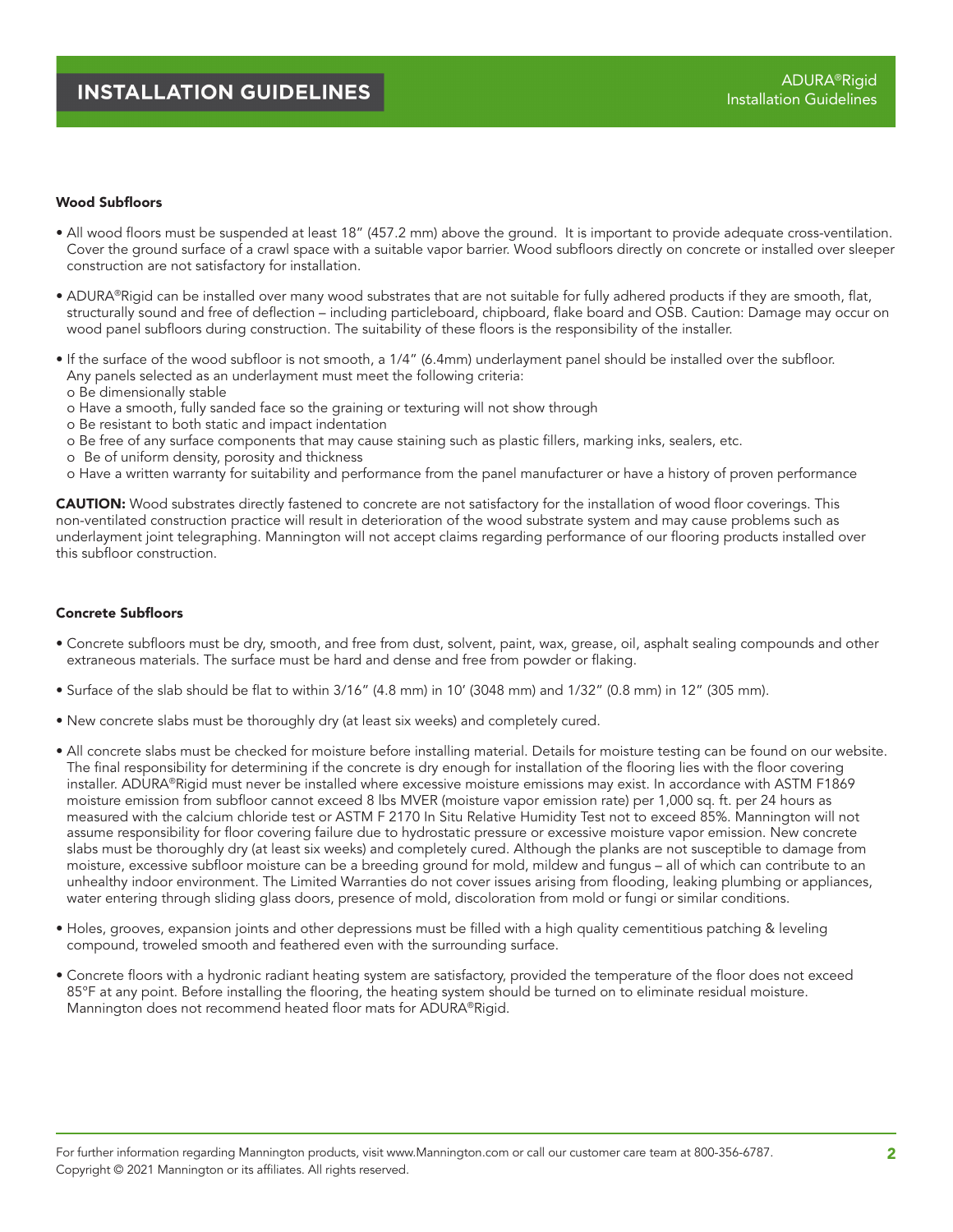### Wood Subfloors

- All wood floors must be suspended at least 18" (457.2 mm) above the ground. It is important to provide adequate cross-ventilation. Cover the ground surface of a crawl space with a suitable vapor barrier. Wood subfloors directly on concrete or installed over sleeper construction are not satisfactory for installation.

- ADURA®Rigid can be installed over many wood substrates that are not suitable for fully adhered products if they are smooth, flat, structurally sound and free of deflection – including particleboard, chipboard, flake board and OSB. Caution: Damage may occur on wood panel subfloors during construction. The suitability of these floors is the responsibility of the installer.

- If the surface of the wood subfloor is not smooth, a 1/4" (6.4mm) underlayment panel should be installed over the subfloor. Any panels selected as an underlayment must meet the following criteria:
  - Be dimensionally stable
  - Have a smooth, fully sanded face so the graining or texturing will not show through
  - Be resistant to both static and impact indentation
  - Be free of any surface components that may cause staining such as plastic fillers, marking inks, sealers, etc.
  - Be of uniform density, porosity and thickness
  - Have a written warranty for suitability and performance from the panel manufacturer or have a history of proven performance

**CAUTION:** Wood substrates directly fastened to concrete are not satisfactory for the installation of wood floor coverings. This non-ventilated construction practice will result in deterioration of the wood substrate system and may cause problems such as underlayment joint telegraphing. Mannington will not accept claims regarding performance of our flooring products installed over this subfloor construction.

### Concrete Subfloors

- Concrete subfloors must be dry, smooth, and free from dust, solvent, paint, wax, grease, oil, asphalt sealing compounds and other extraneous materials. The surface must be hard and dense and free from powder or flaking.

- Surface of the slab should be flat to within 3/16" (4.8 mm) in 10' (3048 mm) and 1/32" (0.8 mm) in 12" (305 mm).

- New concrete slabs must be thoroughly dry (at least six weeks) and completely cured.

- All concrete slabs must be checked for moisture before installing material. Details for moisture testing can be found on our website. The final responsibility for determining if the concrete is dry enough for installation of the flooring lies with the floor covering installer. ADURA®Rigid must never be installed where excessive moisture emissions may exist. In accordance with ASTM F1869 moisture emission from subfloor cannot exceed 8 lbs MVER (moisture vapor emission rate) per 1,000 sq. ft. per 24 hours as measured with the calcium chloride test or ASTM F 2170 In Situ Relative Humidity Test not to exceed 85%. Mannington will not assume responsibility for floor covering failure due to hydrostatic pressure or excessive moisture vapor emission. New concrete slabs must be thoroughly dry (at least six weeks) and completely cured. Although the planks are not susceptible to damage from moisture, excessive subfloor moisture can be a breeding ground for mold, mildew and fungus – all of which can contribute to an unhealthy indoor environment. The Limited Warranties do not cover issues arising from flooding, leaking plumbing or appliances, water entering through sliding glass doors, presence of mold, discoloration from mold or fungi or similar conditions.

- Holes, grooves, expansion joints and other depressions must be filled with a high quality cementitious patching & leveling compound, troweled smooth and feathered even with the surrounding surface.

- Concrete floors with a hydronic radiant heating system are satisfactory, provided the temperature of the floor does not exceed 85°F at any point. Before installing the flooring, the heating system should be turned on to eliminate residual moisture. Mannington does not recommend heated floor mats for ADURA®Rigid.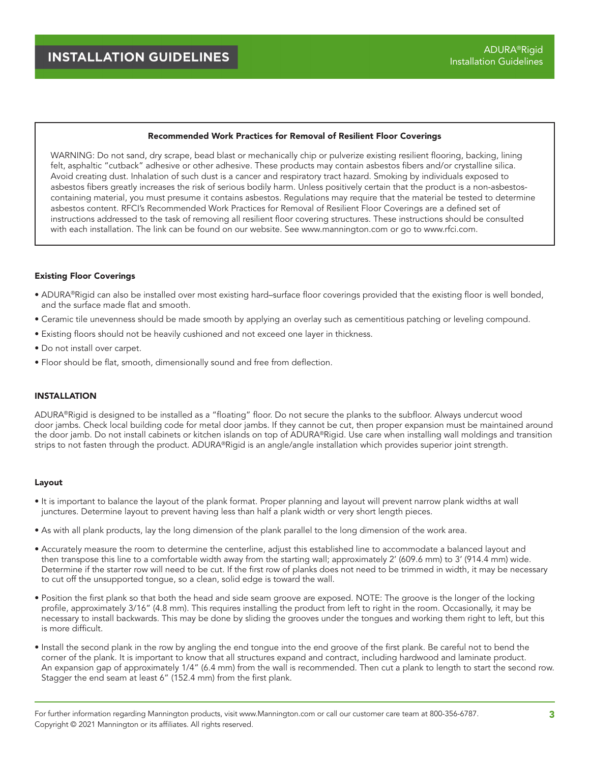**Recommended Work Practices for Removal of Resilient Floor Coverings**

WARNING: Do not sand, dry scrape, bead blast or mechanically chip or pulverize existing resilient flooring, backing, lining felt, asphaltic "cutback" adhesive or other adhesive. These products may contain asbestos fibers and/or crystalline silica. Avoid creating dust. Inhalation of such dust is a cancer and respiratory tract hazard. Smoking by individuals exposed to asbestos fibers greatly increases the risk of serious bodily harm. Unless positively certain that the product is a non-asbestos-containing material, you must presume it contains asbestos. Regulations may require that the material be tested to determine asbestos content. RFCI's Recommended Work Practices for Removal of Resilient Floor Coverings are a defined set of instructions addressed to the task of removing all resilient floor covering structures. These instructions should be consulted with each installation. The link can be found on our website. See www.mannington.com or go to www.rfci.com.

### Existing Floor Coverings

- ADURA®Rigid can also be installed over most existing hard–surface floor coverings provided that the existing floor is well bonded, and the surface made flat and smooth.
- Ceramic tile unevenness should be made smooth by applying an overlay such as cementitious patching or leveling compound.
- Existing floors should not be heavily cushioned and not exceed one layer in thickness.
- Do not install over carpet.
- Floor should be flat, smooth, dimensionally sound and free from deflection.

## INSTALLATION

ADURA®Rigid is designed to be installed as a "floating" floor. Do not secure the planks to the subfloor. Always undercut wood door jambs. Check local building code for metal door jambs. If they cannot be cut, then proper expansion must be maintained around the door jamb. Do not install cabinets or kitchen islands on top of ADURA®Rigid. Use care when installing wall moldings and transition strips to not fasten through the product. ADURA®Rigid is an angle/angle installation which provides superior joint strength.

### Layout

- It is important to balance the layout of the plank format. Proper planning and layout will prevent narrow plank widths at wall junctures. Determine layout to prevent having less than half a plank width or very short length pieces.
- As with all plank products, lay the long dimension of the plank parallel to the long dimension of the work area.
- Accurately measure the room to determine the centerline, adjust this established line to accommodate a balanced layout and then transpose this line to a comfortable width away from the starting wall; approximately 2' (609.6 mm) to 3' (914.4 mm) wide. Determine if the starter row will need to be cut. If the first row of planks does not need to be trimmed in width, it may be necessary to cut off the unsupported tongue, so a clean, solid edge is toward the wall.
- Position the first plank so that both the head and side seam groove are exposed. NOTE: The groove is the longer of the locking profile, approximately 3/16" (4.8 mm). This requires installing the product from left to right in the room. Occasionally, it may be necessary to install backwards. This may be done by sliding the grooves under the tongues and working them right to left, but this is more difficult.
- Install the second plank in the row by angling the end tongue into the end groove of the first plank. Be careful not to bend the corner of the plank. It is important to know that all structures expand and contract, including hardwood and laminate product. An expansion gap of approximately 1/4" (6.4 mm) from the wall is recommended. Then cut a plank to length to start the second row. Stagger the end seam at least 6" (152.4 mm) from the first plank.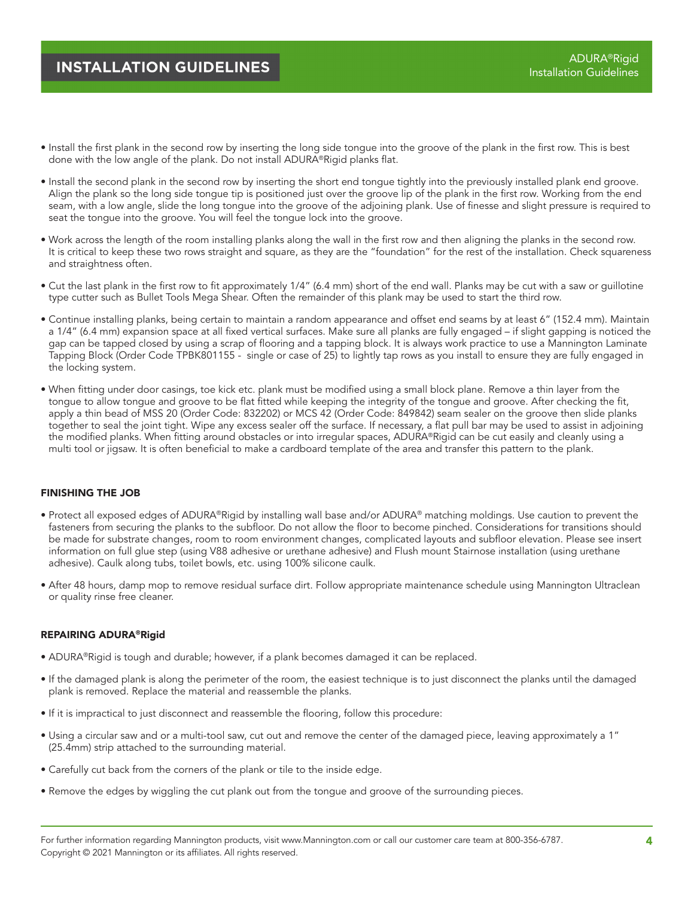- Install the first plank in the second row by inserting the long side tongue into the groove of the plank in the first row. This is best done with the low angle of the plank. Do not install ADURA®Rigid planks flat.

- Install the second plank in the second row by inserting the short end tongue tightly into the previously installed plank end groove. Align the plank so the long side tongue tip is positioned just over the groove lip of the plank in the first row. Working from the end seam, with a low angle, slide the long tongue into the groove of the adjoining plank. Use of finesse and slight pressure is required to seat the tongue into the groove. You will feel the tongue lock into the groove.

- Work across the length of the room installing planks along the wall in the first row and then aligning the planks in the second row. It is critical to keep these two rows straight and square, as they are the "foundation" for the rest of the installation. Check squareness and straightness often.

- Cut the last plank in the first row to fit approximately 1/4" (6.4 mm) short of the end wall. Planks may be cut with a saw or guillotine type cutter such as Bullet Tools Mega Shear. Often the remainder of this plank may be used to start the third row.

- Continue installing planks, being certain to maintain a random appearance and offset end seams by at least 6" (152.4 mm). Maintain a 1/4" (6.4 mm) expansion space at all fixed vertical surfaces. Make sure all planks are fully engaged – if slight gapping is noticed the gap can be tapped closed by using a scrap of flooring and a tapping block. It is always work practice to use a Mannington Laminate Tapping Block (Order Code TPBK801155 - single or case of 25) to lightly tap rows as you install to ensure they are fully engaged in the locking system.

- When fitting under door casings, toe kick etc. plank must be modified using a small block plane. Remove a thin layer from the tongue to allow tongue and groove to be flat fitted while keeping the integrity of the tongue and groove. After checking the fit, apply a thin bead of MSS 20 (Order Code: 832202) or MCS 42 (Order Code: 849842) seam sealer on the groove then slide planks together to seal the joint tight. Wipe any excess sealer off the surface. If necessary, a flat pull bar may be used to assist in adjoining the modified planks. When fitting around obstacles or into irregular spaces, ADURA®Rigid can be cut easily and cleanly using a multi tool or jigsaw. It is often beneficial to make a cardboard template of the area and transfer this pattern to the plank.

### FINISHING THE JOB

- Protect all exposed edges of ADURA®Rigid by installing wall base and/or ADURA® matching moldings. Use caution to prevent the fasteners from securing the planks to the subfloor. Do not allow the floor to become pinched. Considerations for transitions should be made for substrate changes, room to room environment changes, complicated layouts and subfloor elevation. Please see insert information on full glue step (using V88 adhesive or urethane adhesive) and Flush mount Stairnose installation (using urethane adhesive). Caulk along tubs, toilet bowls, etc. using 100% silicone caulk.

- After 48 hours, damp mop to remove residual surface dirt. Follow appropriate maintenance schedule using Mannington Ultraclean or quality rinse free cleaner.

### REPAIRING ADURA®Rigid

- ADURA®Rigid is tough and durable; however, if a plank becomes damaged it can be replaced.

- If the damaged plank is along the perimeter of the room, the easiest technique is to just disconnect the planks until the damaged plank is removed. Replace the material and reassemble the planks.

- If it is impractical to just disconnect and reassemble the flooring, follow this procedure:

- Using a circular saw and or a multi-tool saw, cut out and remove the center of the damaged piece, leaving approximately a 1" (25.4mm) strip attached to the surrounding material.

- Carefully cut back from the corners of the plank or tile to the inside edge.

- Remove the edges by wiggling the cut plank out from the tongue and groove of the surrounding pieces.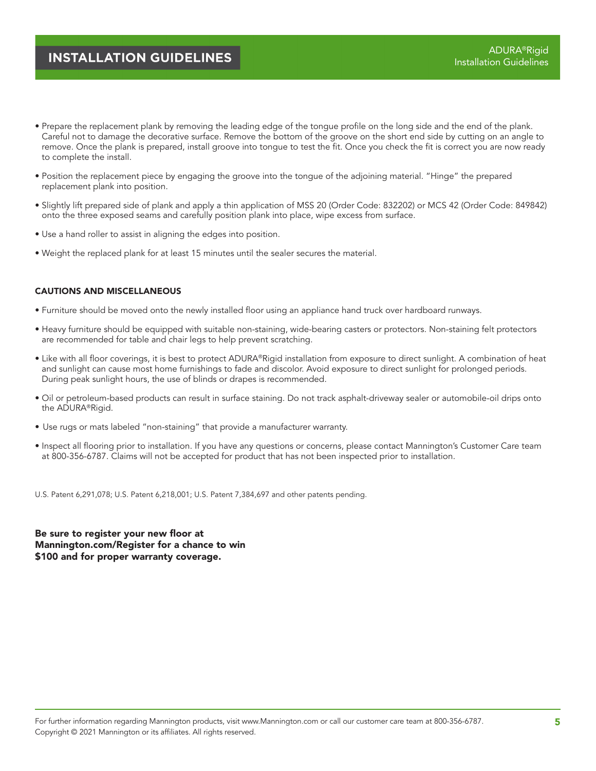- Prepare the replacement plank by removing the leading edge of the tongue profile on the long side and the end of the plank. Careful not to damage the decorative surface. Remove the bottom of the groove on the short end side by cutting on an angle to remove. Once the plank is prepared, install groove into tongue to test the fit. Once you check the fit is correct you are now ready to complete the install.
- Position the replacement piece by engaging the groove into the tongue of the adjoining material. "Hinge" the prepared replacement plank into position.
- Slightly lift prepared side of plank and apply a thin application of MSS 20 (Order Code: 832202) or MCS 42 (Order Code: 849842) onto the three exposed seams and carefully position plank into place, wipe excess from surface.
- Use a hand roller to assist in aligning the edges into position.
- Weight the replaced plank for at least 15 minutes until the sealer secures the material.

## CAUTIONS AND MISCELLANEOUS

- Furniture should be moved onto the newly installed floor using an appliance hand truck over hardboard runways.
- Heavy furniture should be equipped with suitable non-staining, wide-bearing casters or protectors. Non-staining felt protectors are recommended for table and chair legs to help prevent scratching.
- Like with all floor coverings, it is best to protect ADURA®Rigid installation from exposure to direct sunlight. A combination of heat and sunlight can cause most home furnishings to fade and discolor. Avoid exposure to direct sunlight for prolonged periods. During peak sunlight hours, the use of blinds or drapes is recommended.
- Oil or petroleum-based products can result in surface staining. Do not track asphalt-driveway sealer or automobile-oil drips onto the ADURA®Rigid.
- Use rugs or mats labeled "non-staining" that provide a manufacturer warranty.
- Inspect all flooring prior to installation. If you have any questions or concerns, please contact Mannington's Customer Care team at 800-356-6787. Claims will not be accepted for product that has not been inspected prior to installation.

U.S. Patent 6,291,078; U.S. Patent 6,218,001; U.S. Patent 7,384,697 and other patents pending.

**Be sure to register your new floor at Mannington.com/Register for a chance to win $100 and for proper warranty coverage.**